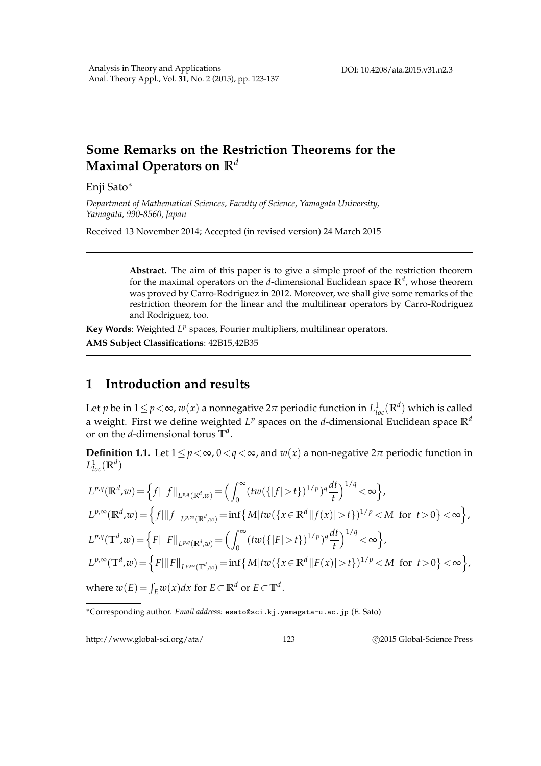# Some Remarks on the Restriction Theorems for the Maximal Operators on $\mathbb{R}^d$

Enji Sato*

*Department of Mathematical Sciences, Faculty of Science, Yamagata University, Yamagata, 990-8560, Japan*

Received 13 November 2014; Accepted (in revised version) 24 March 2015

**Abstract.** The aim of this paper is to give a simple proof of the restriction theorem for the maximal operators on the $d$-dimensional Euclidean space $\mathbb{R}^d$, whose theorem was proved by Carro-Rodriguez in 2012. Moreover, we shall give some remarks of the restriction theorem for the linear and the multilinear operators by Carro-Rodriguez and Rodriguez, too.

**Key Words**: Weighted $L^p$ spaces, Fourier multipliers, multilinear operators.

**AMS Subject Classifications**: 42B15,42B35

## 1 Introduction and results

Let $p$ be in $1\le p<\infty$, $w(x)$ a nonnegative $2\pi$ periodic function in $L^1_{loc}(\mathbb{R}^d)$ which is called a weight. First we define weighted $L^p$ spaces on the $d$-dimensional Euclidean space $\mathbb{R}^d$ or on the $d$-dimensional torus $\mathbb{T}^d$.

**Definition 1.1.** Let $1\le p<\infty$, $0<q<\infty$, and $w(x)$ a non-negative $2\pi$ periodic function in $L^1_{loc}(\mathbb{R}^d)$

$$L^{p,q}(\mathbb{R}^d,w)=\Big\{f\,|\,\|f\|_{L^{p,q}(\mathbb{R}^d,w)}=\Big(\int_0^\infty (tw(\{|f|>t\})^{1/p})^q\frac{dt}{t}\Big)^{1/q}<\infty\Big\},$$

$$L^{p,\infty}(\mathbb{R}^d,w)=\Big\{f\,|\,\|f\|_{L^{p,\infty}(\mathbb{R}^d,w)}=\inf\big\{M\,|\,tw(\{x\in\mathbb{R}^d\,|\,|f(x)|>t\})^{1/p}<M\ \text{ for }\ t>0\big\}<\infty\Big\},$$

$$L^{p,q}(\mathbb{T}^d,w)=\Big\{F\,|\,\|F\|_{L^{p,q}(\mathbb{R}^d,w)}=\Big(\int_0^\infty (tw(\{|F|>t\})^{1/p})^q\frac{dt}{t}\Big)^{1/q}<\infty\Big\},$$

$$L^{p,\infty}(\mathbb{T}^d,w)=\Big\{F\,|\,\|F\|_{L^{p,\infty}(\mathbb{T}^d,w)}=\inf\big\{M\,|\,tw(\{x\in\mathbb{R}^d\,|\,|F(x)|>t\})^{1/p}<M\ \text{ for }\ t>0\big\}<\infty\Big\},$$

where $w(E)=\int_E w(x)dx$ for $E\subset\mathbb{R}^d$ or $E\subset\mathbb{T}^d$.

---

*Corresponding author. *Email address:* esato@sci.kj.yamagata-u.ac.jp (E. Sato)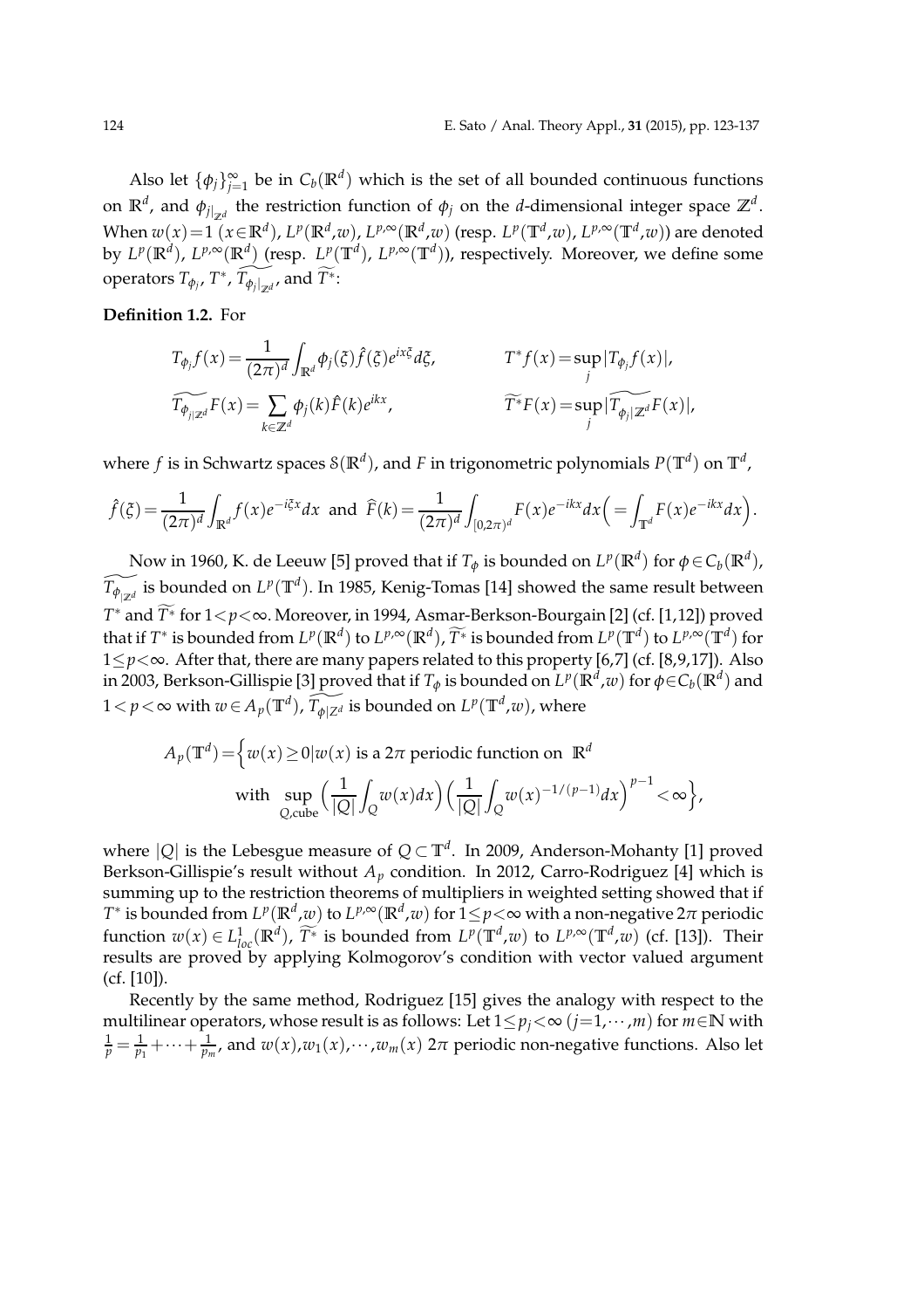Also let $\{\phi_j\}_{j=1}^{\infty}$ be in $C_b(\mathbb{R}^d)$ which is the set of all bounded continuous functions on $\mathbb{R}^d$, and $\phi_{j|_{\mathbb{Z}^d}}$ the restriction function of $\phi_j$ on the $d$-dimensional integer space $\mathbb{Z}^d$. When $w(x)=1$ $(x\in\mathbb{R}^d)$, $L^p(\mathbb{R}^d,w)$, $L^{p,\infty}(\mathbb{R}^d,w)$ (resp. $L^p(\mathbb{T}^d,w)$, $L^{p,\infty}(\mathbb{T}^d,w)$) are denoted by $L^p(\mathbb{R}^d)$, $L^{p,\infty}(\mathbb{R}^d)$ (resp. $L^p(\mathbb{T}^d)$, $L^{p,\infty}(\mathbb{T}^d)$), respectively. Moreover, we define some operators $T_{\phi_j}$, $T^*$, $\widetilde{T_{\phi_j|_{\mathbb{Z}^d}}}$, and $\widetilde{T^*}$:

**Definition 1.2.** For

$$T_{\phi_j}f(x)=\frac{1}{(2\pi)^d}\int_{\mathbb{R}^d}\phi_j(\xi)\hat{f}(\xi)e^{ix\xi}d\xi, \qquad T^*f(x)=\sup_j|T_{\phi_j}f(x)|,$$

$$\widetilde{T_{\phi_{j|\mathbb{Z}^d}}}F(x)=\sum_{k\in\mathbb{Z}^d}\phi_j(k)\hat{F}(k)e^{ikx}, \qquad \widetilde{T^*}F(x)=\sup_j|\widetilde{T_{\phi_j|\mathbb{Z}^d}}F(x)|,$$

where $f$ is in Schwartz spaces $\mathcal{S}(\mathbb{R}^d)$, and $F$ in trigonometric polynomials $P(\mathbb{T}^d)$ on $\mathbb{T}^d$,

$$\hat{f}(\xi)=\frac{1}{(2\pi)^d}\int_{\mathbb{R}^d}f(x)e^{-i\xi x}dx \ \text{ and } \ \widehat{F}(k)=\frac{1}{(2\pi)^d}\int_{[0,2\pi)^d}F(x)e^{-ikx}dx\Big(=\int_{\mathbb{T}^d}F(x)e^{-ikx}dx\Big).$$

Now in 1960, K. de Leeuw [5] proved that if $T_\phi$ is bounded on $L^p(\mathbb{R}^d)$ for $\phi\in C_b(\mathbb{R}^d)$, $\widetilde{T_{\phi_{|\mathbb{Z}^d}}}$ is bounded on $L^p(\mathbb{T}^d)$. In 1985, Kenig-Tomas [14] showed the same result between $T^*$ and $\widetilde{T^*}$ for $1<p<\infty$. Moreover, in 1994, Asmar-Berkson-Bourgain [2] (cf. [1,12]) proved that if $T^*$ is bounded from $L^p(\mathbb{R}^d)$ to $L^{p,\infty}(\mathbb{R}^d)$, $\widetilde{T^*}$ is bounded from $L^p(\mathbb{T}^d)$ to $L^{p,\infty}(\mathbb{T}^d)$ for $1\le p<\infty$. After that, there are many papers related to this property [6,7] (cf. [8,9,17]). Also in 2003, Berkson-Gillispie [3] proved that if $T_\phi$ is bounded on $L^p(\mathbb{R}^d,w)$ for $\phi\in C_b(\mathbb{R}^d)$ and $1<p<\infty$ with $w\in A_p(\mathbb{T}^d)$, $\widetilde{T_{\phi|\mathbb{Z}^d}}$ is bounded on $L^p(\mathbb{T}^d,w)$, where

$$A_p(\mathbb{T}^d)=\Big\{w(x)\ge 0|w(x) \text{ is a } 2\pi \text{ periodic function on } \mathbb{R}^d$$
$$\text{with } \sup_{Q,\text{cube}}\Big(\frac{1}{|Q|}\int_Q w(x)dx\Big)\Big(\frac{1}{|Q|}\int_Q w(x)^{-1/(p-1)}dx\Big)^{p-1}<\infty\Big\},$$

where $|Q|$ is the Lebesgue measure of $Q\subset\mathbb{T}^d$. In 2009, Anderson-Mohanty [1] proved Berkson-Gillispie's result without $A_p$ condition. In 2012, Carro-Rodriguez [4] which is summing up to the restriction theorems of multipliers in weighted setting showed that if $T^*$ is bounded from $L^p(\mathbb{R}^d,w)$ to $L^{p,\infty}(\mathbb{R}^d,w)$ for $1\le p<\infty$ with a non-negative $2\pi$ periodic function $w(x)\in L^1_{loc}(\mathbb{R}^d)$, $\widetilde{T^*}$ is bounded from $L^p(\mathbb{T}^d,w)$ to $L^{p,\infty}(\mathbb{T}^d,w)$ (cf. [13]). Their results are proved by applying Kolmogorov's condition with vector valued argument (cf. [10]).

Recently by the same method, Rodriguez [15] gives the analogy with respect to the multilinear operators, whose result is as follows: Let $1\le p_j<\infty$ $(j=1,\cdots,m)$ for $m\in\mathbb{N}$ with $\frac{1}{p}=\frac{1}{p_1}+\cdots+\frac{1}{p_m}$, and $w(x),w_1(x),\cdots,w_m(x)$ $2\pi$ periodic non-negative functions. Also let